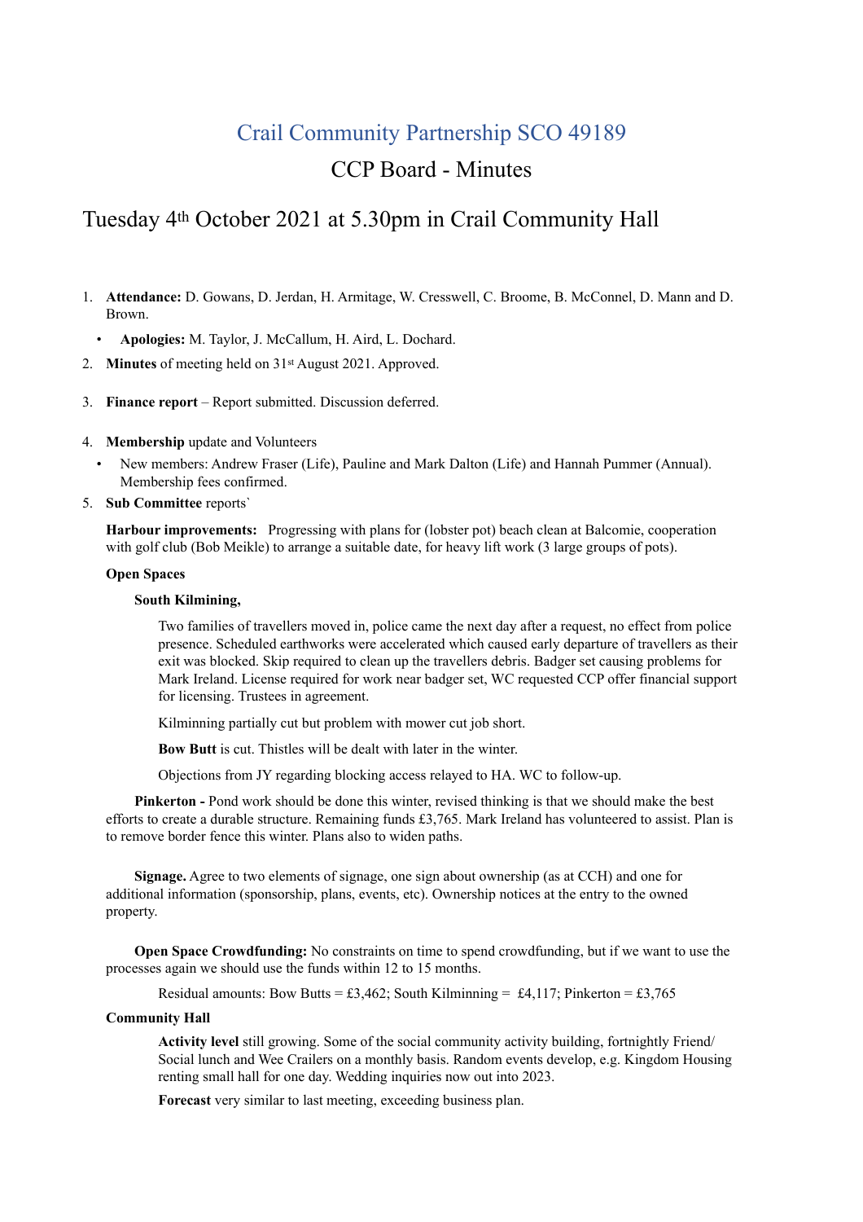# Crail Community Partnership SCO 49189

## CCP Board - Minutes

## Tuesday 4th October 2021 at 5.30pm in Crail Community Hall

1. **Attendance:** D. Gowans, D. Jerdan, H. Armitage, W. Cresswell, C. Broome, B. McConnel, D. Mann and D. Brown.
   - **Apologies:** M. Taylor, J. McCallum, H. Aird, L. Dochard.
2. **Minutes** of meeting held on 31st August 2021. Approved.
3. **Finance report** – Report submitted. Discussion deferred.
4. **Membership** update and Volunteers
   - New members: Andrew Fraser (Life), Pauline and Mark Dalton (Life) and Hannah Pummer (Annual). Membership fees confirmed.
5. **Sub Committee** reports`

**Harbour improvements:** Progressing with plans for (lobster pot) beach clean at Balcomie, cooperation with golf club (Bob Meikle) to arrange a suitable date, for heavy lift work (3 large groups of pots).

**Open Spaces**

**South Kilmining,**

Two families of travellers moved in, police came the next day after a request, no effect from police presence. Scheduled earthworks were accelerated which caused early departure of travellers as their exit was blocked. Skip required to clean up the travellers debris. Badger set causing problems for Mark Ireland. License required for work near badger set, WC requested CCP offer financial support for licensing. Trustees in agreement.

Kilminning partially cut but problem with mower cut job short.

**Bow Butt** is cut. Thistles will be dealt with later in the winter.

Objections from JY regarding blocking access relayed to HA. WC to follow-up.

**Pinkerton -** Pond work should be done this winter, revised thinking is that we should make the best efforts to create a durable structure. Remaining funds £3,765. Mark Ireland has volunteered to assist. Plan is to remove border fence this winter. Plans also to widen paths.

**Signage.** Agree to two elements of signage, one sign about ownership (as at CCH) and one for additional information (sponsorship, plans, events, etc). Ownership notices at the entry to the owned property.

**Open Space Crowdfunding:** No constraints on time to spend crowdfunding, but if we want to use the processes again we should use the funds within 12 to 15 months.

Residual amounts: Bow Butts = £3,462; South Kilminning = £4,117; Pinkerton = £3,765

**Community Hall**

**Activity level** still growing. Some of the social community activity building, fortnightly Friend/ Social lunch and Wee Crailers on a monthly basis. Random events develop, e.g. Kingdom Housing renting small hall for one day. Wedding inquiries now out into 2023.

**Forecast** very similar to last meeting, exceeding business plan.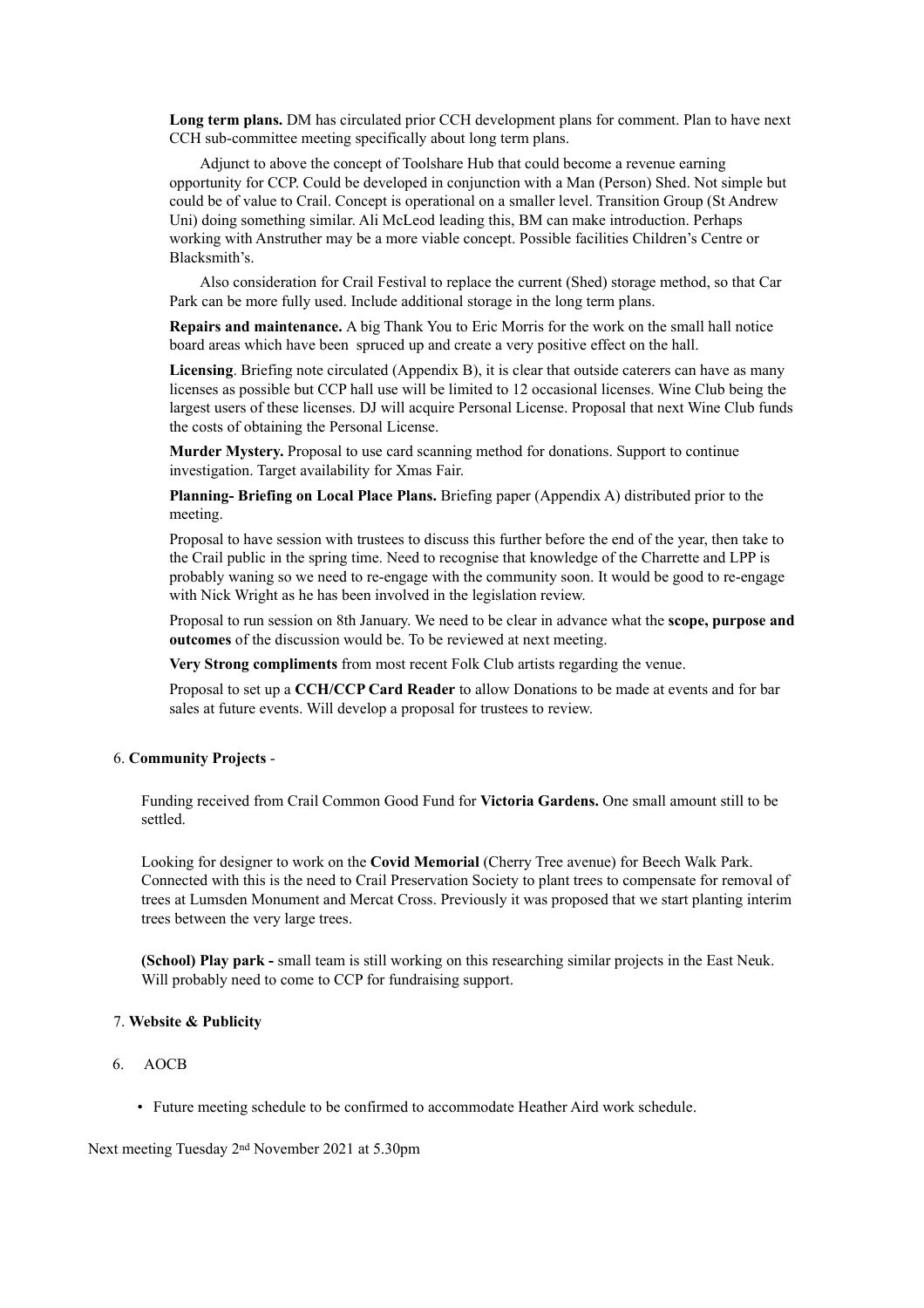**Long term plans.** DM has circulated prior CCH development plans for comment. Plan to have next CCH sub-committee meeting specifically about long term plans.

Adjunct to above the concept of Toolshare Hub that could become a revenue earning opportunity for CCP. Could be developed in conjunction with a Man (Person) Shed. Not simple but could be of value to Crail. Concept is operational on a smaller level. Transition Group (St Andrew Uni) doing something similar. Ali McLeod leading this, BM can make introduction. Perhaps working with Anstruther may be a more viable concept. Possible facilities Children's Centre or Blacksmith's.

Also consideration for Crail Festival to replace the current (Shed) storage method, so that Car Park can be more fully used. Include additional storage in the long term plans.

**Repairs and maintenance.** A big Thank You to Eric Morris for the work on the small hall notice board areas which have been spruced up and create a very positive effect on the hall.

**Licensing**. Briefing note circulated (Appendix B), it is clear that outside caterers can have as many licenses as possible but CCP hall use will be limited to 12 occasional licenses. Wine Club being the largest users of these licenses. DJ will acquire Personal License. Proposal that next Wine Club funds the costs of obtaining the Personal License.

**Murder Mystery.** Proposal to use card scanning method for donations. Support to continue investigation. Target availability for Xmas Fair.

**Planning- Briefing on Local Place Plans.** Briefing paper (Appendix A) distributed prior to the meeting.

Proposal to have session with trustees to discuss this further before the end of the year, then take to the Crail public in the spring time. Need to recognise that knowledge of the Charrette and LPP is probably waning so we need to re-engage with the community soon. It would be good to re-engage with Nick Wright as he has been involved in the legislation review.

Proposal to run session on 8th January. We need to be clear in advance what the **scope, purpose and outcomes** of the discussion would be. To be reviewed at next meeting.

**Very Strong compliments** from most recent Folk Club artists regarding the venue.

Proposal to set up a **CCH/CCP Card Reader** to allow Donations to be made at events and for bar sales at future events. Will develop a proposal for trustees to review.

6. **Community Projects** -

Funding received from Crail Common Good Fund for **Victoria Gardens.** One small amount still to be settled.

Looking for designer to work on the **Covid Memorial** (Cherry Tree avenue) for Beech Walk Park. Connected with this is the need to Crail Preservation Society to plant trees to compensate for removal of trees at Lumsden Monument and Mercat Cross. Previously it was proposed that we start planting interim trees between the very large trees.

**(School) Play park -** small team is still working on this researching similar projects in the East Neuk. Will probably need to come to CCP for fundraising support.

7. **Website & Publicity**

6. AOCB

- Future meeting schedule to be confirmed to accommodate Heather Aird work schedule.

Next meeting Tuesday 2nd November 2021 at 5.30pm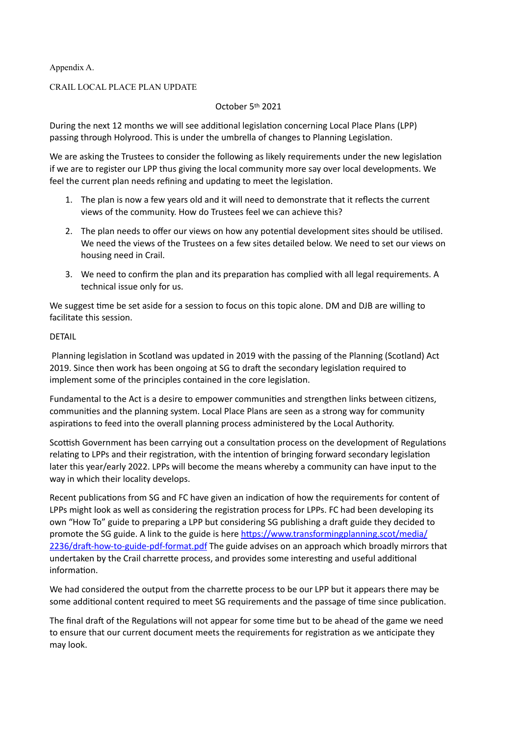Appendix A.

CRAIL LOCAL PLACE PLAN UPDATE

October 5th 2021

During the next 12 months we will see additional legislation concerning Local Place Plans (LPP) passing through Holyrood. This is under the umbrella of changes to Planning Legislation.

We are asking the Trustees to consider the following as likely requirements under the new legislation if we are to register our LPP thus giving the local community more say over local developments. We feel the current plan needs refining and updating to meet the legislation.

1. The plan is now a few years old and it will need to demonstrate that it reflects the current views of the community. How do Trustees feel we can achieve this?
2. The plan needs to offer our views on how any potential development sites should be utilised. We need the views of the Trustees on a few sites detailed below. We need to set our views on housing need in Crail.
3. We need to confirm the plan and its preparation has complied with all legal requirements. A technical issue only for us.

We suggest time be set aside for a session to focus on this topic alone. DM and DJB are willing to facilitate this session.

DETAIL

Planning legislation in Scotland was updated in 2019 with the passing of the Planning (Scotland) Act 2019. Since then work has been ongoing at SG to draft the secondary legislation required to implement some of the principles contained in the core legislation.

Fundamental to the Act is a desire to empower communities and strengthen links between citizens, communities and the planning system. Local Place Plans are seen as a strong way for community aspirations to feed into the overall planning process administered by the Local Authority.

Scottish Government has been carrying out a consultation process on the development of Regulations relating to LPPs and their registration, with the intention of bringing forward secondary legislation later this year/early 2022. LPPs will become the means whereby a community can have input to the way in which their locality develops.

Recent publications from SG and FC have given an indication of how the requirements for content of LPPs might look as well as considering the registration process for LPPs. FC had been developing its own "How To" guide to preparing a LPP but considering SG publishing a draft guide they decided to promote the SG guide. A link to the guide is here [https://www.transformingplanning.scot/media/2236/draft-how-to-guide-pdf-format.pdf](https://www.transformingplanning.scot/media/2236/draft-how-to-guide-pdf-format.pdf) The guide advises on an approach which broadly mirrors that undertaken by the Crail charrette process, and provides some interesting and useful additional information.

We had considered the output from the charrette process to be our LPP but it appears there may be some additional content required to meet SG requirements and the passage of time since publication.

The final draft of the Regulations will not appear for some time but to be ahead of the game we need to ensure that our current document meets the requirements for registration as we anticipate they may look.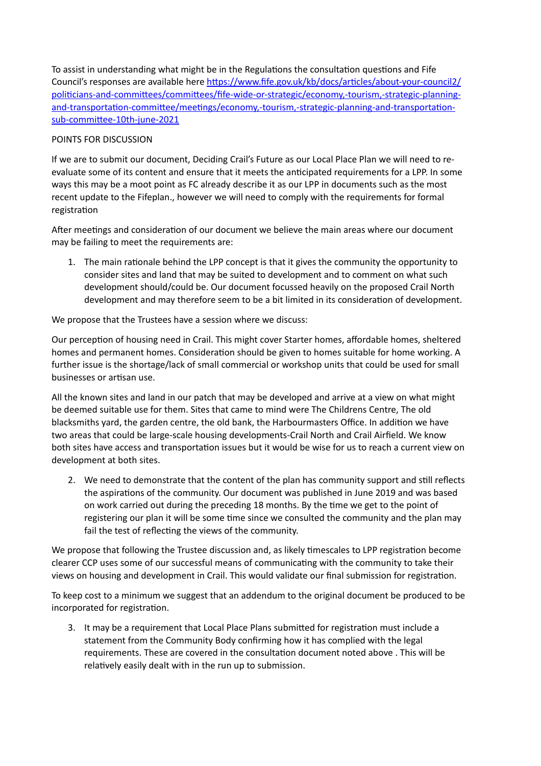To assist in understanding what might be in the Regulations the consultation questions and Fife Council's responses are available here https://www.fife.gov.uk/kb/docs/articles/about-your-council2/politicians-and-committees/committees/fife-wide-or-strategic/economy,-tourism,-strategic-planning-and-transportation-committee/meetings/economy,-tourism,-strategic-planning-and-transportation-sub-committee-10th-june-2021

POINTS FOR DISCUSSION

If we are to submit our document, Deciding Crail's Future as our Local Place Plan we will need to re-evaluate some of its content and ensure that it meets the anticipated requirements for a LPP. In some ways this may be a moot point as FC already describe it as our LPP in documents such as the most recent update to the Fifeplan., however we will need to comply with the requirements for formal registration

After meetings and consideration of our document we believe the main areas where our document may be failing to meet the requirements are:

1. The main rationale behind the LPP concept is that it gives the community the opportunity to consider sites and land that may be suited to development and to comment on what such development should/could be. Our document focussed heavily on the proposed Crail North development and may therefore seem to be a bit limited in its consideration of development.

We propose that the Trustees have a session where we discuss:

Our perception of housing need in Crail. This might cover Starter homes, affordable homes, sheltered homes and permanent homes. Consideration should be given to homes suitable for home working. A further issue is the shortage/lack of small commercial or workshop units that could be used for small businesses or artisan use.

All the known sites and land in our patch that may be developed and arrive at a view on what might be deemed suitable use for them. Sites that came to mind were The Childrens Centre, The old blacksmiths yard, the garden centre, the old bank, the Harbourmasters Office. In addition we have two areas that could be large-scale housing developments-Crail North and Crail Airfield. We know both sites have access and transportation issues but it would be wise for us to reach a current view on development at both sites.

2. We need to demonstrate that the content of the plan has community support and still reflects the aspirations of the community. Our document was published in June 2019 and was based on work carried out during the preceding 18 months. By the time we get to the point of registering our plan it will be some time since we consulted the community and the plan may fail the test of reflecting the views of the community.

We propose that following the Trustee discussion and, as likely timescales to LPP registration become clearer CCP uses some of our successful means of communicating with the community to take their views on housing and development in Crail. This would validate our final submission for registration.

To keep cost to a minimum we suggest that an addendum to the original document be produced to be incorporated for registration.

3. It may be a requirement that Local Place Plans submitted for registration must include a statement from the Community Body confirming how it has complied with the legal requirements. These are covered in the consultation document noted above . This will be relatively easily dealt with in the run up to submission.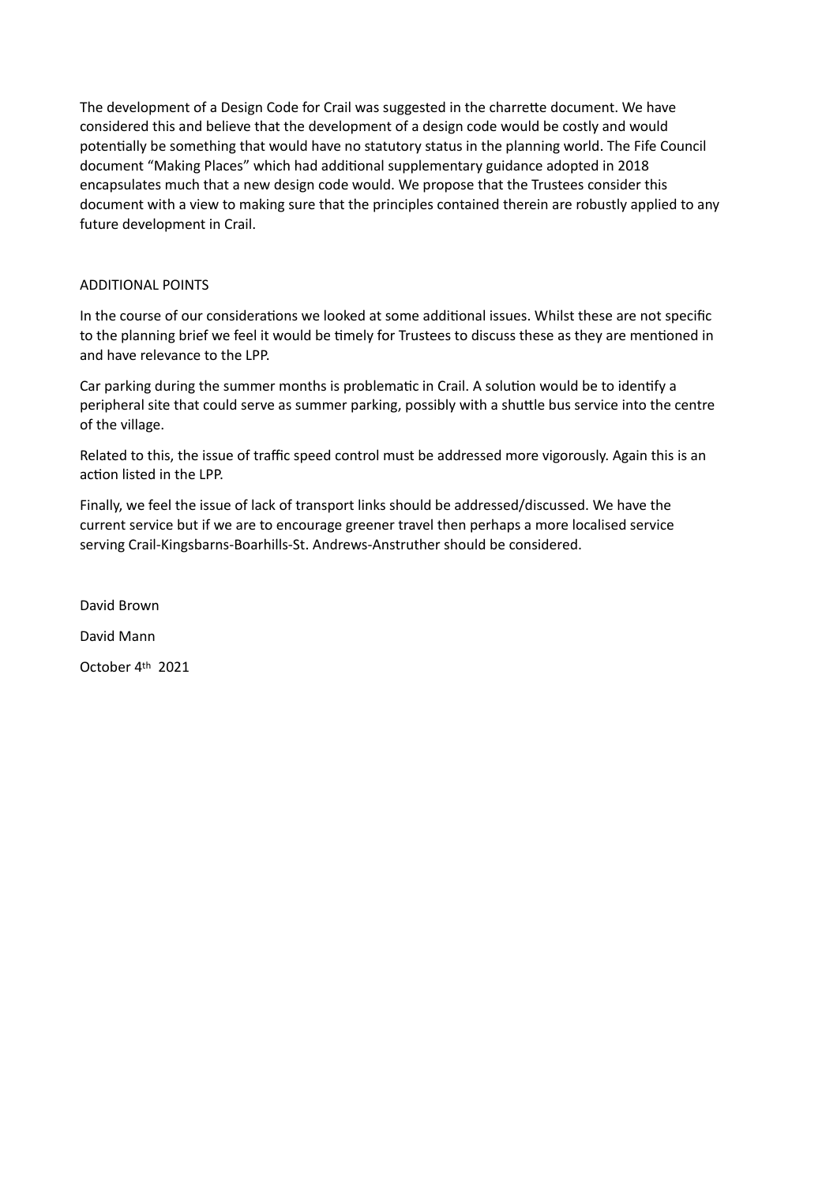The development of a Design Code for Crail was suggested in the charrette document. We have considered this and believe that the development of a design code would be costly and would potentially be something that would have no statutory status in the planning world. The Fife Council document "Making Places" which had additional supplementary guidance adopted in 2018 encapsulates much that a new design code would. We propose that the Trustees consider this document with a view to making sure that the principles contained therein are robustly applied to any future development in Crail.

## ADDITIONAL POINTS

In the course of our considerations we looked at some additional issues. Whilst these are not specific to the planning brief we feel it would be timely for Trustees to discuss these as they are mentioned in and have relevance to the LPP.

Car parking during the summer months is problematic in Crail. A solution would be to identify a peripheral site that could serve as summer parking, possibly with a shuttle bus service into the centre of the village.

Related to this, the issue of traffic speed control must be addressed more vigorously. Again this is an action listed in the LPP.

Finally, we feel the issue of lack of transport links should be addressed/discussed. We have the current service but if we are to encourage greener travel then perhaps a more localised service serving Crail-Kingsbarns-Boarhills-St. Andrews-Anstruther should be considered.

David Brown

David Mann

October 4th 2021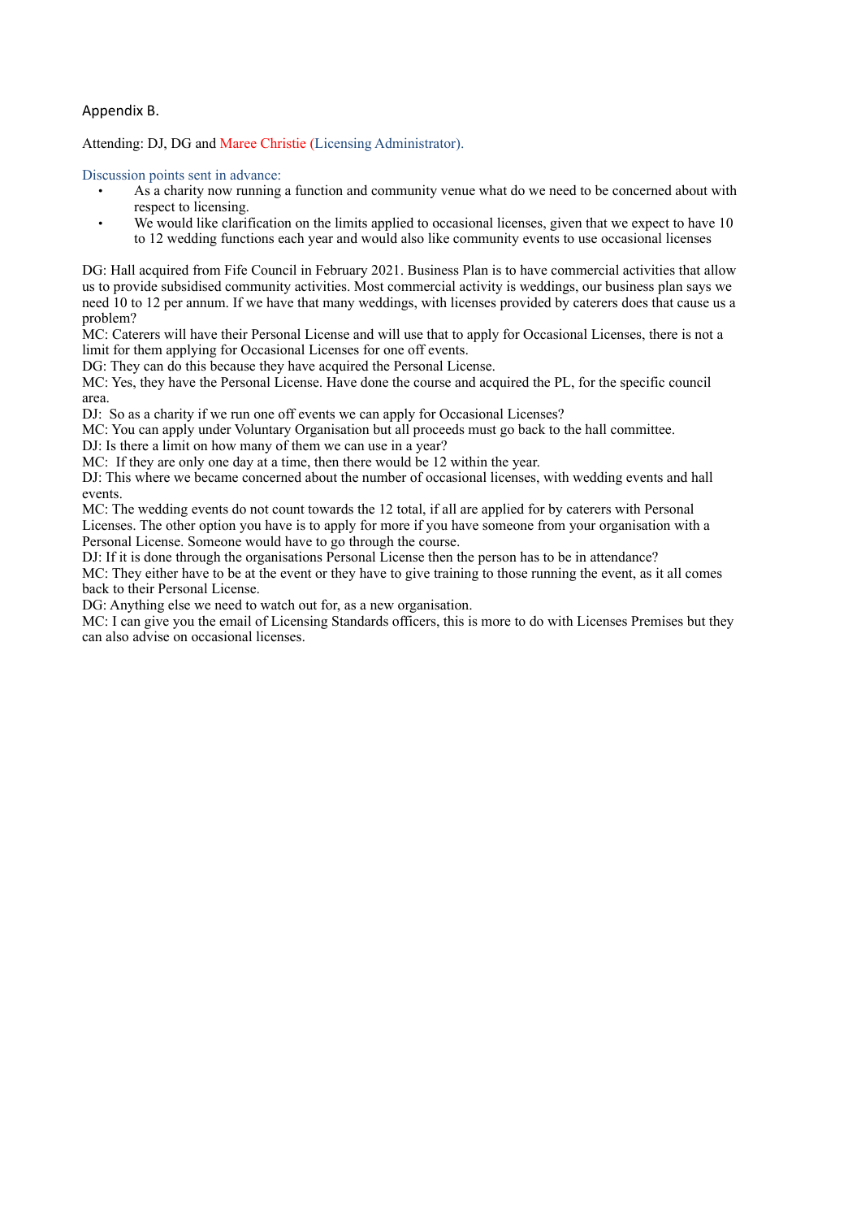Appendix B.

Attending: DJ, DG and Maree Christie (Licensing Administrator).

Discussion points sent in advance:

- As a charity now running a function and community venue what do we need to be concerned about with respect to licensing.
- We would like clarification on the limits applied to occasional licenses, given that we expect to have 10 to 12 wedding functions each year and would also like community events to use occasional licenses

DG: Hall acquired from Fife Council in February 2021. Business Plan is to have commercial activities that allow us to provide subsidised community activities. Most commercial activity is weddings, our business plan says we need 10 to 12 per annum. If we have that many weddings, with licenses provided by caterers does that cause us a problem?
MC: Caterers will have their Personal License and will use that to apply for Occasional Licenses, there is not a limit for them applying for Occasional Licenses for one off events.
DG: They can do this because they have acquired the Personal License.
MC: Yes, they have the Personal License. Have done the course and acquired the PL, for the specific council area.
DJ: So as a charity if we run one off events we can apply for Occasional Licenses?
MC: You can apply under Voluntary Organisation but all proceeds must go back to the hall committee.
DJ: Is there a limit on how many of them we can use in a year?
MC: If they are only one day at a time, then there would be 12 within the year.
DJ: This where we became concerned about the number of occasional licenses, with wedding events and hall events.
MC: The wedding events do not count towards the 12 total, if all are applied for by caterers with Personal Licenses. The other option you have is to apply for more if you have someone from your organisation with a Personal License. Someone would have to go through the course.
DJ: If it is done through the organisations Personal License then the person has to be in attendance?
MC: They either have to be at the event or they have to give training to those running the event, as it all comes back to their Personal License.
DG: Anything else we need to watch out for, as a new organisation.
MC: I can give you the email of Licensing Standards officers, this is more to do with Licenses Premises but they can also advise on occasional licenses.